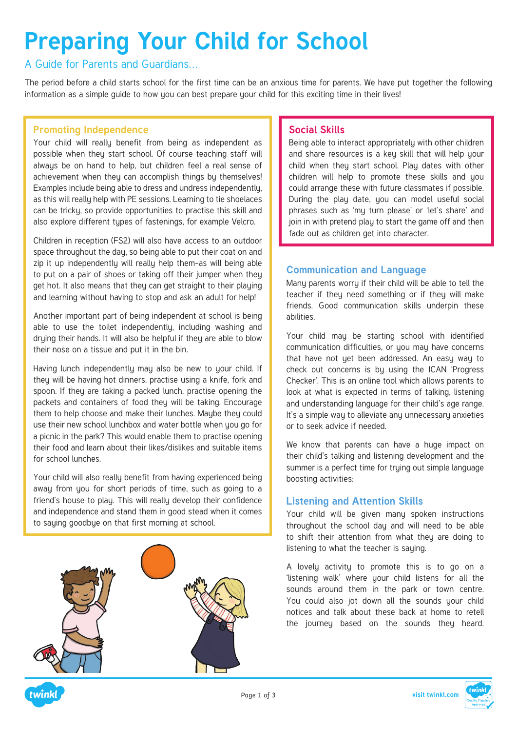# Preparing Your Child for School

## A Guide for Parents and Guardians...

The period before a child starts school for the first time can be an anxious time for parents. We have put together the following information as a simple guide to how you can best prepare your child for this exciting time in their lives!

### Promoting Independence

Your child will really benefit from being as independent as possible when they start school. Of course teaching staff will always be on hand to help, but children feel a real sense of achievement when they can accomplish things by themselves! Examples include being able to dress and undress independently, as this will really help with PE sessions. Learning to tie shoelaces can be tricky, so provide opportunities to practise this skill and also explore different types of fastenings, for example Velcro.

Children in reception (FS2) will also have access to an outdoor space throughout the day, so being able to put their coat on and zip it up independently will really help them-as will being able to put on a pair of shoes or taking off their jumper when they get hot. It also means that they can get straight to their playing and learning without having to stop and ask an adult for help!

Another important part of being independent at school is being able to use the toilet independently, including washing and drying their hands. It will also be helpful if they are able to blow their nose on a tissue and put it in the bin.

Having lunch independently may also be new to your child. If they will be having hot dinners, practise using a knife, fork and spoon. If they are taking a packed lunch, practise opening the packets and containers of food they will be taking. Encourage them to help choose and make their lunches. Maybe they could use their new school lunchbox and water bottle when you go for a picnic in the park? This would enable them to practise opening their food and learn about their likes/dislikes and suitable items for school lunches.

Your child will also really benefit from having experienced being away from you for short periods of time, such as going to a friend's house to play. This will really develop their confidence and independence and stand them in good stead when it comes to saying goodbye on that first morning at school.

### Social Skills

Being able to interact appropriately with other children and share resources is a key skill that will help your child when they start school. Play dates with other children will help to promote these skills and you could arrange these with future classmates if possible. During the play date, you can model useful social phrases such as 'my turn please' or 'let's share' and join in with pretend play to start the game off and then fade out as children get into character.

### Communication and Language

Many parents worry if their child will be able to tell the teacher if they need something or if they will make friends. Good communication skills underpin these abilities.

Your child may be starting school with identified communication difficulties, or you may have concerns that have not yet been addressed. An easy way to check out concerns is by using the ICAN 'Progress Checker'. This is an online tool which allows parents to look at what is expected in terms of talking, listening and understanding language for their child's age range. It's a simple way to alleviate any unnecessary anxieties or to seek advice if needed.

We know that parents can have a huge impact on their child's talking and listening development and the summer is a perfect time for trying out simple language boosting activities:

### Listening and Attention Skills

Your child will be given many spoken instructions throughout the school day and will need to be able to shift their attention from what they are doing to listening to what the teacher is saying.

A lovely activity to promote this is to go on a 'listening walk' where your child listens for all the sounds around them in the park or town centre. You could also jot down all the sounds your child notices and talk about these back at home to retell the journey based on the sounds they heard.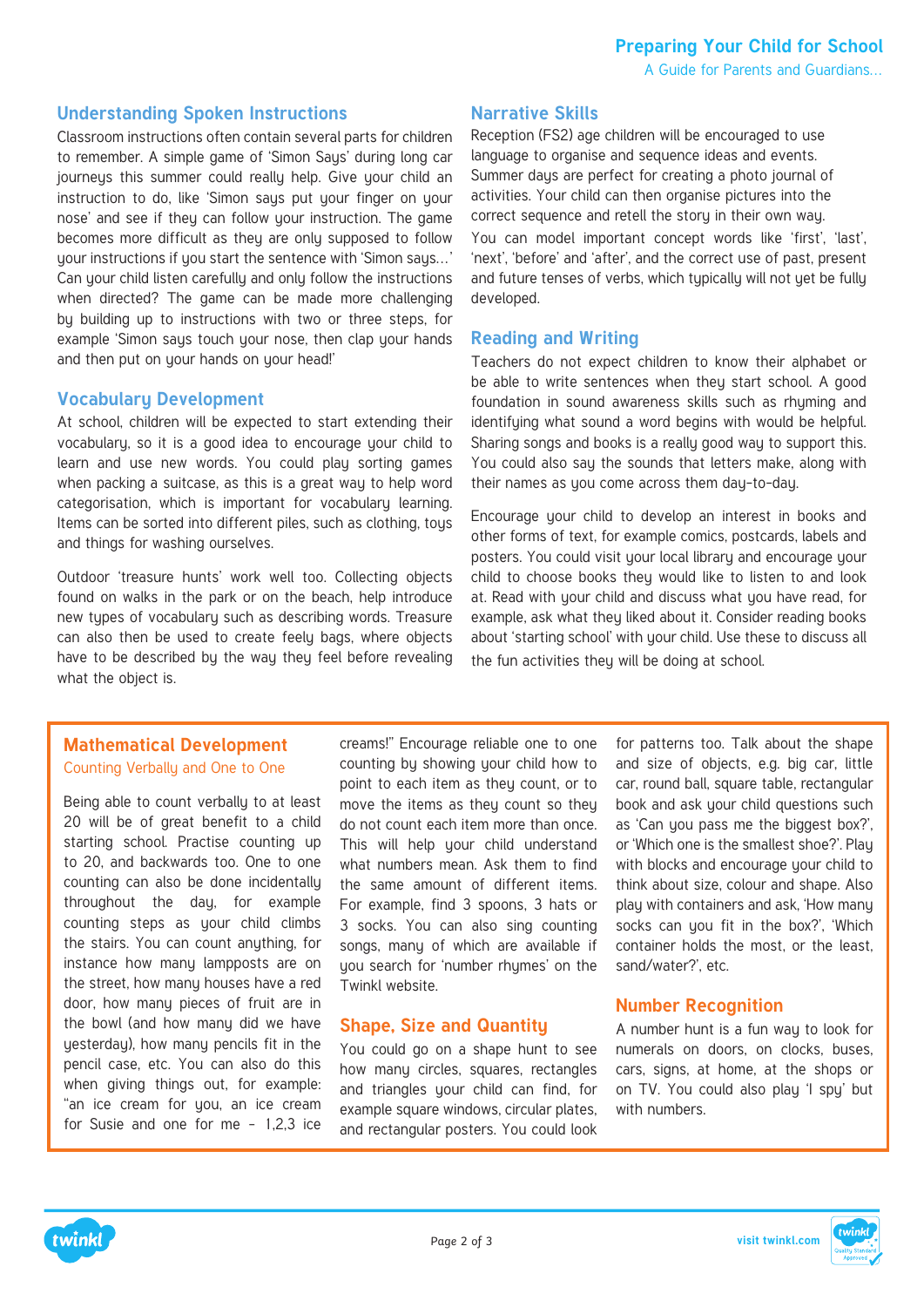## Understanding Spoken Instructions

Classroom instructions often contain several parts for children to remember. A simple game of 'Simon Says' during long car journeys this summer could really help. Give your child an instruction to do, like 'Simon says put your finger on your nose' and see if they can follow your instruction. The game becomes more difficult as they are only supposed to follow your instructions if you start the sentence with 'Simon says...' Can your child listen carefully and only follow the instructions when directed? The game can be made more challenging by building up to instructions with two or three steps, for example 'Simon says touch your nose, then clap your hands and then put on your hands on your head!'

## Vocabulary Development

At school, children will be expected to start extending their vocabulary, so it is a good idea to encourage your child to learn and use new words. You could play sorting games when packing a suitcase, as this is a great way to help word categorisation, which is important for vocabulary learning. Items can be sorted into different piles, such as clothing, toys and things for washing ourselves.

Outdoor 'treasure hunts' work well too. Collecting objects found on walks in the park or on the beach, help introduce new types of vocabulary such as describing words. Treasure can also then be used to create feely bags, where objects have to be described by the way they feel before revealing what the object is.

## Narrative Skills

Reception (FS2) age children will be encouraged to use language to organise and sequence ideas and events. Summer days are perfect for creating a photo journal of activities. Your child can then organise pictures into the correct sequence and retell the story in their own way.

You can model important concept words like 'first', 'last', 'next', 'before' and 'after', and the correct use of past, present and future tenses of verbs, which typically will not yet be fully developed.

## Reading and Writing

Teachers do not expect children to know their alphabet or be able to write sentences when they start school. A good foundation in sound awareness skills such as rhyming and identifying what sound a word begins with would be helpful. Sharing songs and books is a really good way to support this. You could also say the sounds that letters make, along with their names as you come across them day-to-day.

Encourage your child to develop an interest in books and other forms of text, for example comics, postcards, labels and posters. You could visit your local library and encourage your child to choose books they would like to listen to and look at. Read with your child and discuss what you have read, for example, ask what they liked about it. Consider reading books about 'starting school' with your child. Use these to discuss all the fun activities they will be doing at school.

## Mathematical Development

### Counting Verbally and One to One

Being able to count verbally to at least 20 will be of great benefit to a child starting school. Practise counting up to 20, and backwards too. One to one counting can also be done incidentally throughout the day, for example counting steps as your child climbs the stairs. You can count anything, for instance how many lampposts are on the street, how many houses have a red door, how many pieces of fruit are in the bowl (and how many did we have yesterday), how many pencils fit in the pencil case, etc. You can also do this when giving things out, for example: "an ice cream for you, an ice cream for Susie and one for me – 1,2,3 ice creams!" Encourage reliable one to one counting by showing your child how to point to each item as they count, or to move the items as they count so they do not count each item more than once. This will help your child understand what numbers mean. Ask them to find the same amount of different items. For example, find 3 spoons, 3 hats or 3 socks. You can also sing counting songs, many of which are available if you search for 'number rhymes' on the Twinkl website.

### Shape, Size and Quantity

You could go on a shape hunt to see how many circles, squares, rectangles and triangles your child can find, for example square windows, circular plates, and rectangular posters. You could look for patterns too. Talk about the shape and size of objects, e.g. big car, little car, round ball, square table, rectangular book and ask your child questions such as 'Can you pass me the biggest box?', or 'Which one is the smallest shoe?'. Play with blocks and encourage your child to think about size, colour and shape. Also play with containers and ask, 'How many socks can you fit in the box?', 'Which container holds the most, or the least, sand/water?', etc.

### Number Recognition

A number hunt is a fun way to look for numerals on doors, on clocks, buses, cars, signs, at home, at the shops or on TV. You could also play 'I spy' but with numbers.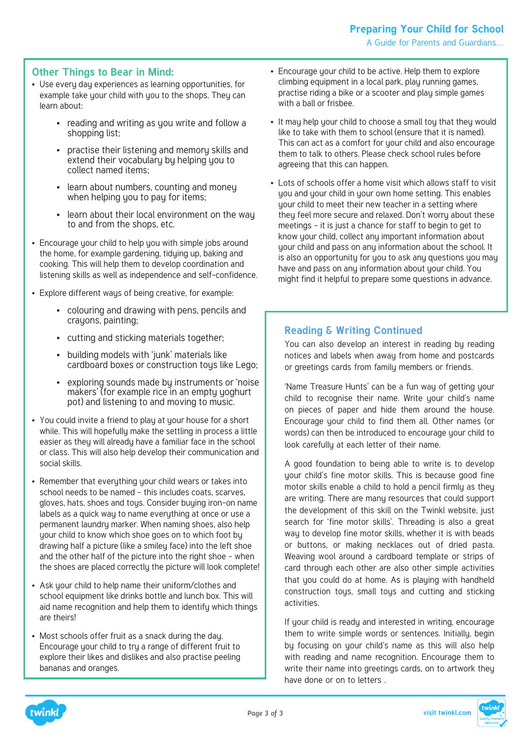## Other Things to Bear in Mind:

- Use every day experiences as learning opportunities, for example take your child with you to the shops. They can learn about:
  - reading and writing as you write and follow a shopping list;
  - practise their listening and memory skills and extend their vocabulary by helping you to collect named items;
  - learn about numbers, counting and money when helping you to pay for items;
  - learn about their local environment on the way to and from the shops, etc.
- Encourage your child to help you with simple jobs around the home, for example gardening, tidying up, baking and cooking. This will help them to develop coordination and listening skills as well as independence and self-confidence.
- Explore different ways of being creative, for example:
  - colouring and drawing with pens, pencils and crayons, painting;
  - cutting and sticking materials together;
  - building models with 'junk' materials like cardboard boxes or construction toys like Lego;
  - exploring sounds made by instruments or 'noise makers' (for example rice in an empty yoghurt pot) and listening to and moving to music.
- You could invite a friend to play at your house for a short while. This will hopefully make the settling in process a little easier as they will already have a familiar face in the school or class. This will also help develop their communication and social skills.
- Remember that everything your child wears or takes into school needs to be named - this includes coats, scarves, gloves, hats, shoes and toys. Consider buying iron-on name labels as a quick way to name everything at once or use a permanent laundry marker. When naming shoes, also help your child to know which shoe goes on to which foot by drawing half a picture (like a smiley face) into the left shoe and the other half of the picture into the right shoe - when the shoes are placed correctly the picture will look complete!
- Ask your child to help name their uniform/clothes and school equipment like drinks bottle and lunch box. This will aid name recognition and help them to identify which things are theirs!
- Most schools offer fruit as a snack during the day. Encourage your child to try a range of different fruit to explore their likes and dislikes and also practise peeling bananas and oranges.
- Encourage your child to be active. Help them to explore climbing equipment in a local park, play running games, practise riding a bike or a scooter and play simple games with a ball or frisbee.
- It may help your child to choose a small toy that they would like to take with them to school (ensure that it is named). This can act as a comfort for your child and also encourage them to talk to others. Please check school rules before agreeing that this can happen.
- Lots of schools offer a home visit which allows staff to visit you and your child in your own home setting. This enables your child to meet their new teacher in a setting where they feel more secure and relaxed. Don't worry about these meetings - it is just a chance for staff to begin to get to know your child, collect any important information about your child and pass on any information about the school. It is also an opportunity for you to ask any questions you may have and pass on any information about your child. You might find it helpful to prepare some questions in advance.

## Reading & Writing Continued

You can also develop an interest in reading by reading notices and labels when away from home and postcards or greetings cards from family members or friends.

'Name Treasure Hunts' can be a fun way of getting your child to recognise their name. Write your child's name on pieces of paper and hide them around the house. Encourage your child to find them all. Other names (or words) can then be introduced to encourage your child to look carefully at each letter of their name.

A good foundation to being able to write is to develop your child's fine motor skills. This is because good fine motor skills enable a child to hold a pencil firmly as they are writing. There are many resources that could support the development of this skill on the Twinkl website, just search for 'fine motor skills'. Threading is also a great way to develop fine motor skills, whether it is with beads or buttons, or making necklaces out of dried pasta. Weaving wool around a cardboard template or strips of card through each other are also other simple activities that you could do at home. As is playing with handheld construction toys, small toys and cutting and sticking activities.

If your child is ready and interested in writing, encourage them to write simple words or sentences. Initially, begin by focusing on your child's name as this will also help with reading and name recognition. Encourage them to write their name into greetings cards, on to artwork they have done or on to letters .